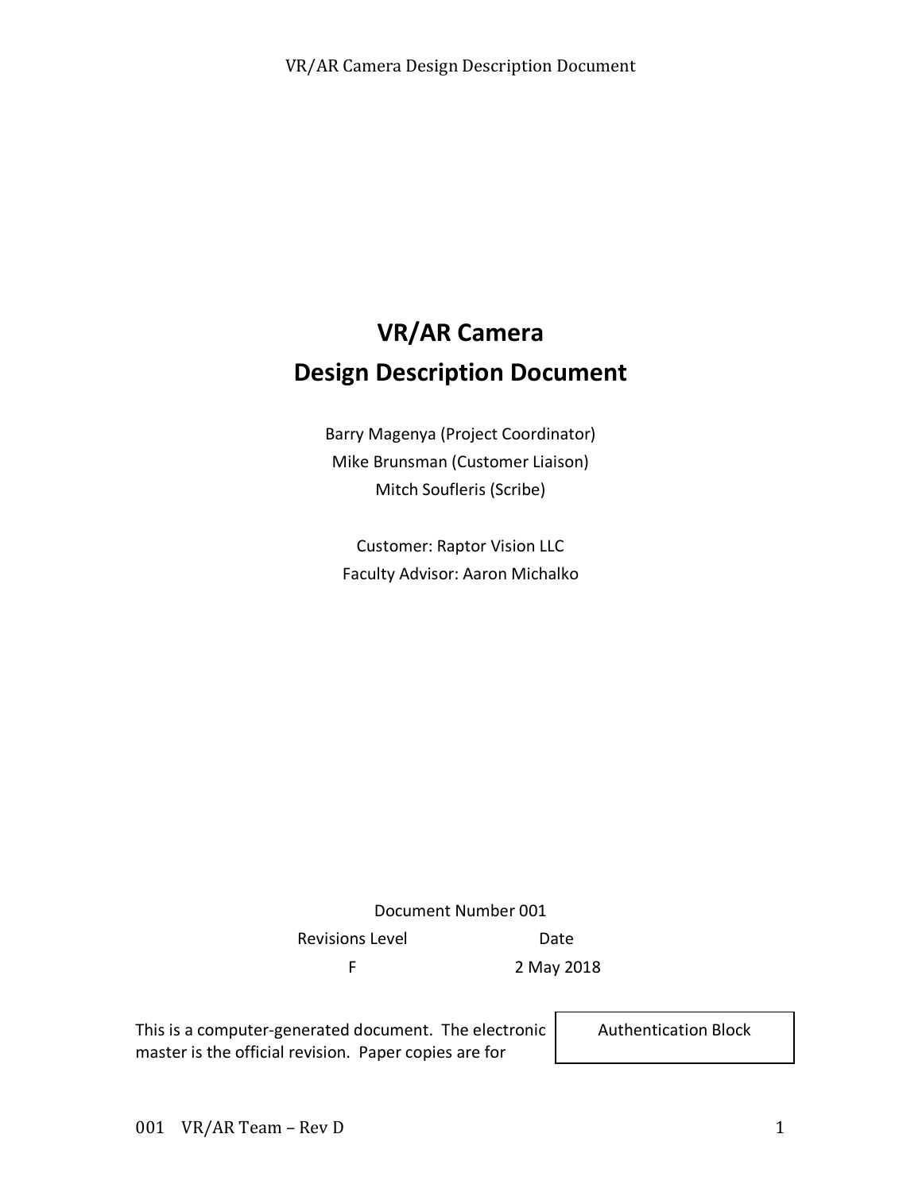# VR/AR Camera
# Design Description Document

Barry Magenya (Project Coordinator)
Mike Brunsman (Customer Liaison)
Mitch Soufleris (Scribe)

Customer: Raptor Vision LLC
Faculty Advisor: Aaron Michalko

Document Number 001

| Revisions Level | Date |
| --- | --- |
| F | 2 May 2018 |

This is a computer-generated document. The electronic master is the official revision. Paper copies are for

Authentication Block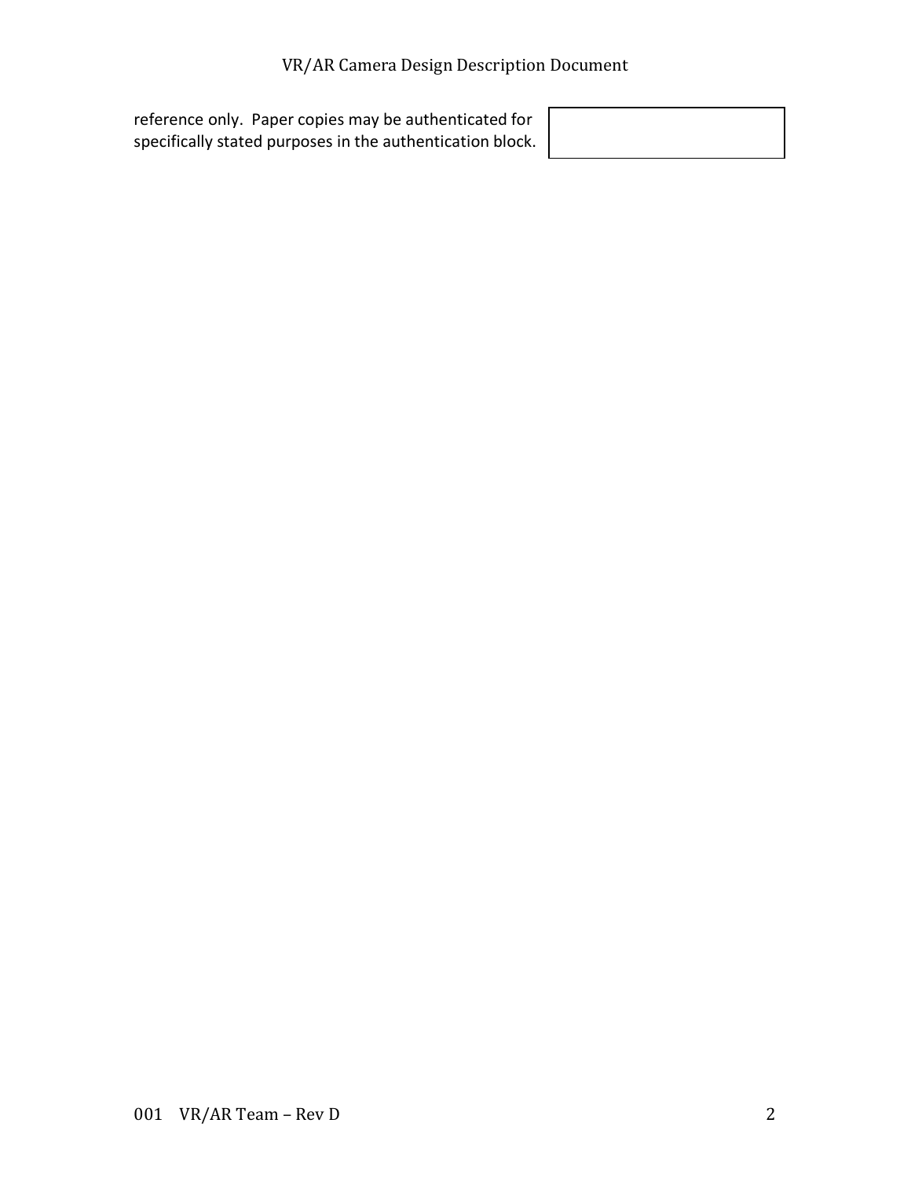| | |
|---|---|
| reference only. Paper copies may be authenticated for specifically stated purposes in the authentication block. | |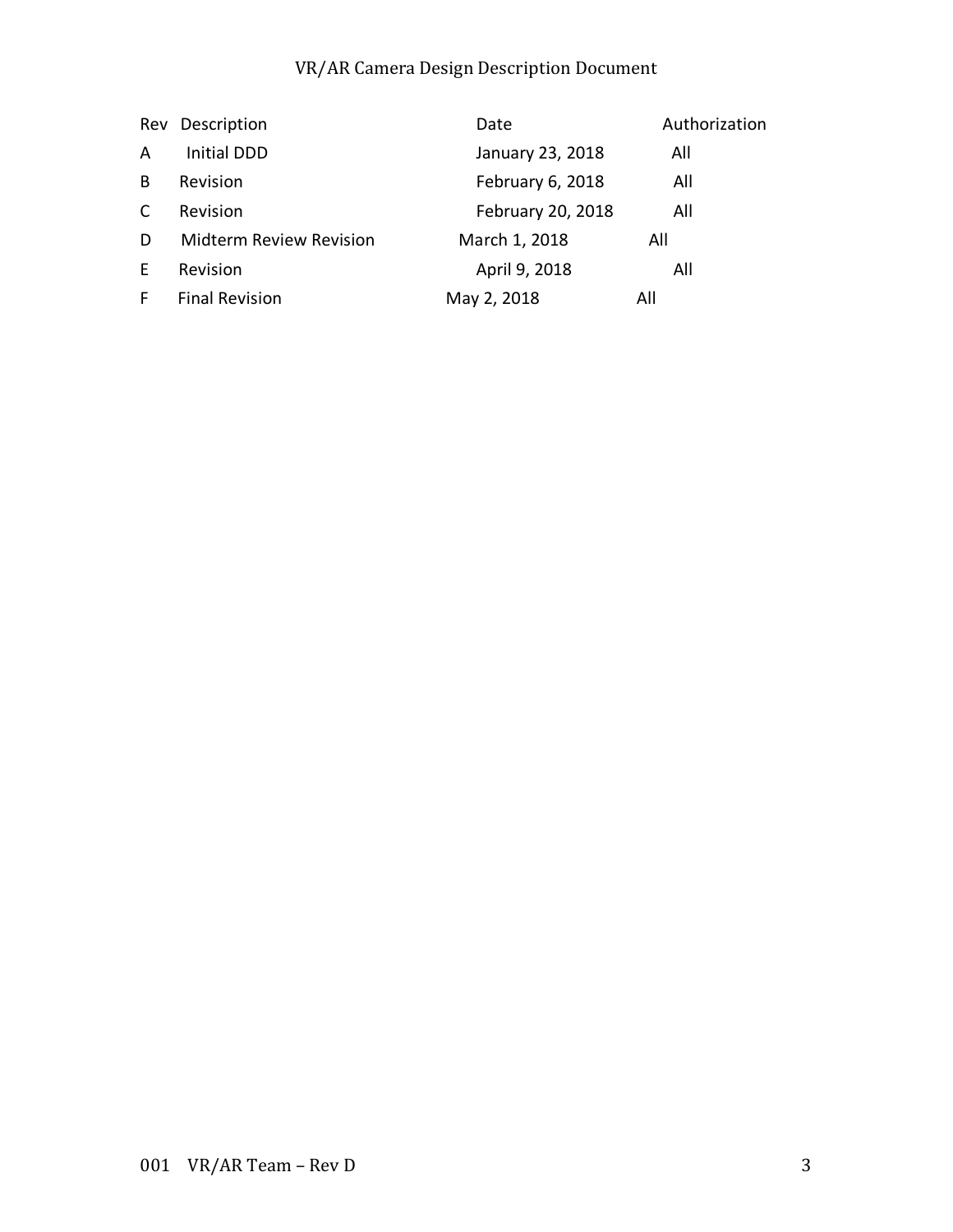| Rev | Description | Date | Authorization |
|---|---|---|---|
| A | Initial DDD | January 23, 2018 | All |
| B | Revision | February 6, 2018 | All |
| C | Revision | February 20, 2018 | All |
| D | Midterm Review Revision | March 1, 2018 | All |
| E | Revision | April 9, 2018 | All |
| F | Final Revision | May 2, 2018 | All |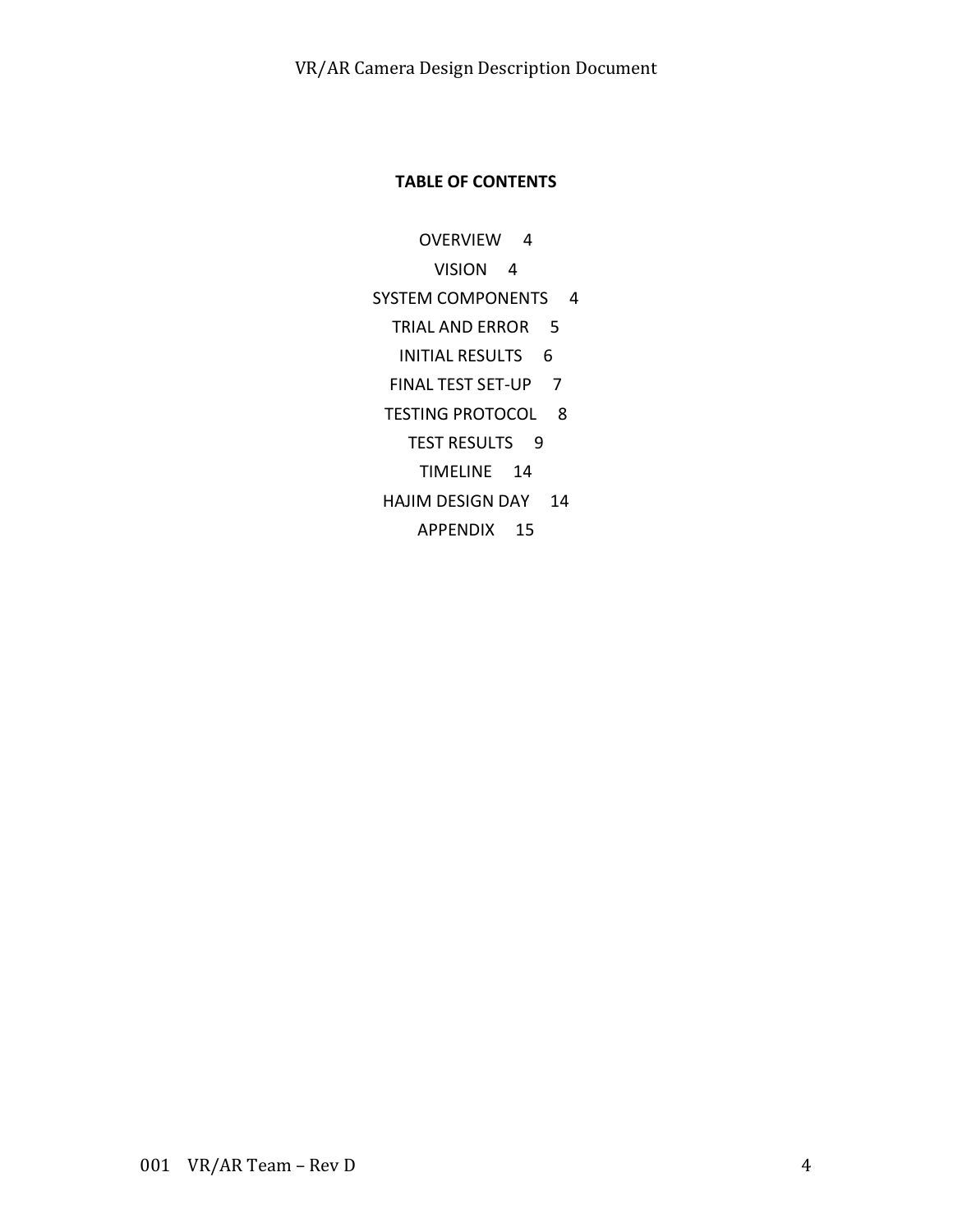**TABLE OF CONTENTS**

OVERVIEW 4

VISION 4

SYSTEM COMPONENTS 4

TRIAL AND ERROR 5

INITIAL RESULTS 6

FINAL TEST SET-UP 7

TESTING PROTOCOL 8

TEST RESULTS 9

TIMELINE 14

HAJIM DESIGN DAY 14

APPENDIX 15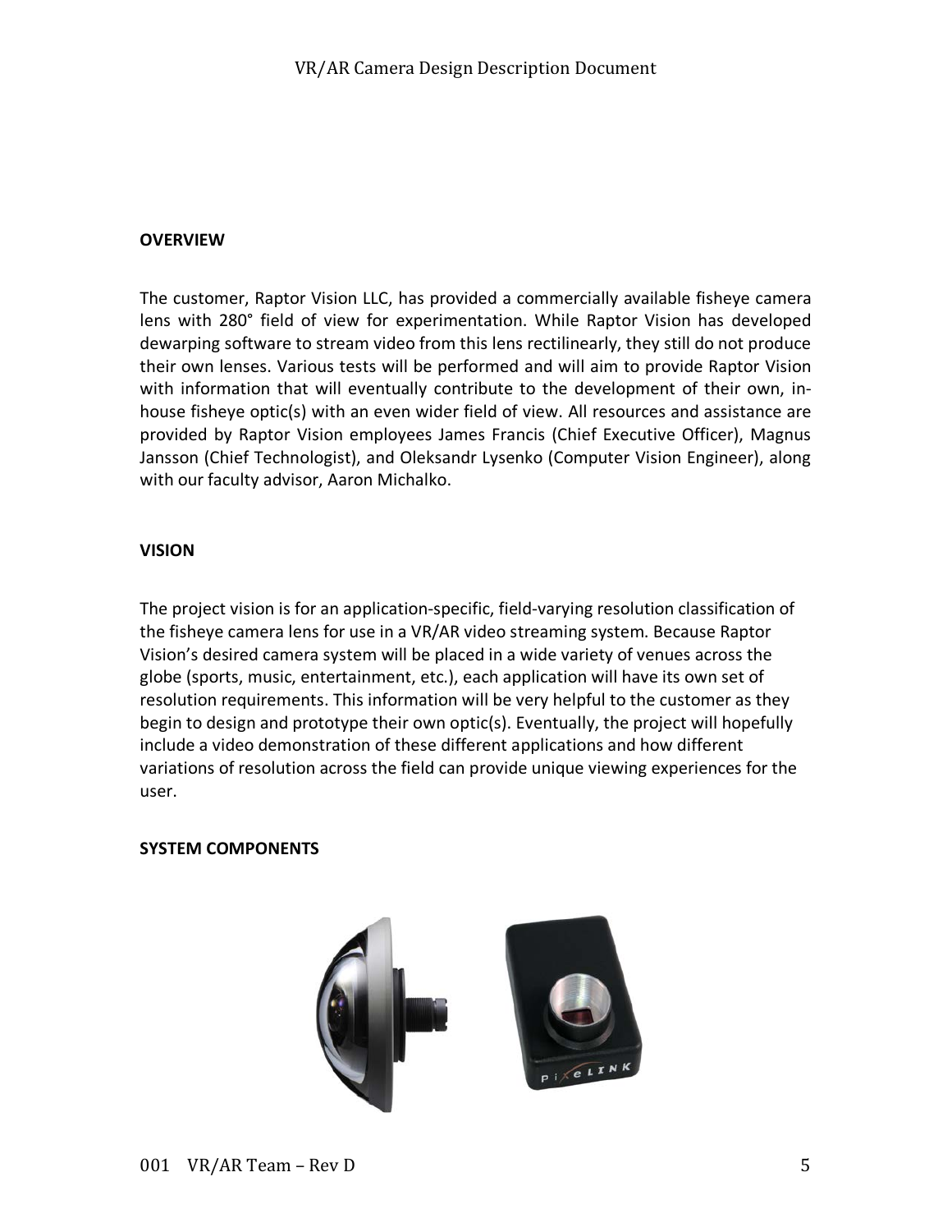**OVERVIEW**

The customer, Raptor Vision LLC, has provided a commercially available fisheye camera lens with 280° field of view for experimentation. While Raptor Vision has developed dewarping software to stream video from this lens rectilinearly, they still do not produce their own lenses. Various tests will be performed and will aim to provide Raptor Vision with information that will eventually contribute to the development of their own, in-house fisheye optic(s) with an even wider field of view. All resources and assistance are provided by Raptor Vision employees James Francis (Chief Executive Officer), Magnus Jansson (Chief Technologist), and Oleksandr Lysenko (Computer Vision Engineer), along with our faculty advisor, Aaron Michalko.

**VISION**

The project vision is for an application-specific, field-varying resolution classification of the fisheye camera lens for use in a VR/AR video streaming system. Because Raptor Vision's desired camera system will be placed in a wide variety of venues across the globe (sports, music, entertainment, etc.), each application will have its own set of resolution requirements. This information will be very helpful to the customer as they begin to design and prototype their own optic(s). Eventually, the project will hopefully include a video demonstration of these different applications and how different variations of resolution across the field can provide unique viewing experiences for the user.

**SYSTEM COMPONENTS**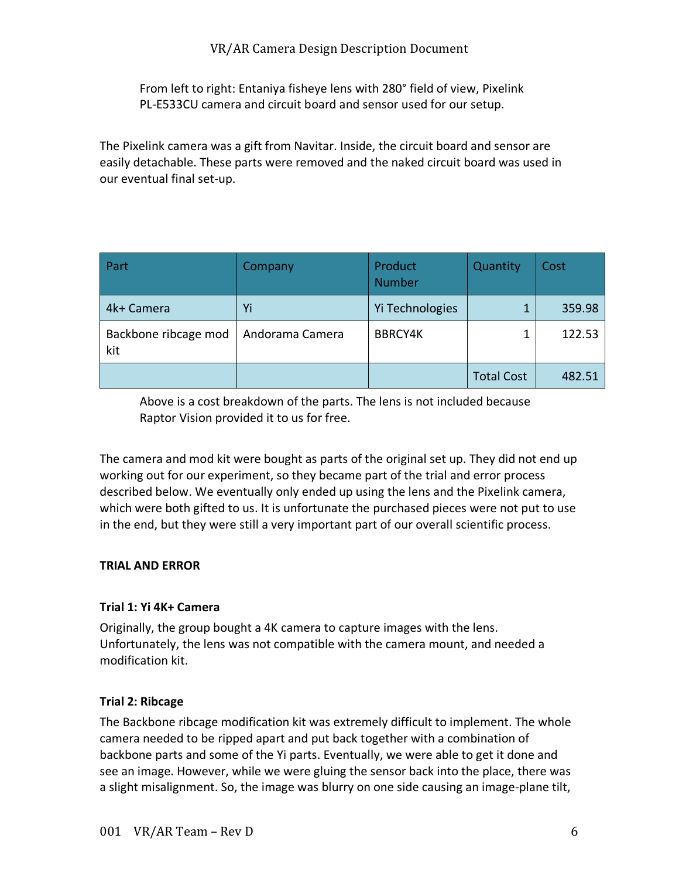From left to right: Entaniya fisheye lens with 280° field of view, Pixelink PL-E533CU camera and circuit board and sensor used for our setup.

The Pixelink camera was a gift from Navitar. Inside, the circuit board and sensor are easily detachable. These parts were removed and the naked circuit board was used in our eventual final set-up.

| Part | Company | Product Number | Quantity | Cost |
|---|---|---|---|---|
| 4k+ Camera | Yi | Yi Technologies | 1 | 359.98 |
| Backbone ribcage mod kit | Andorama Camera | BBRCY4K | 1 | 122.53 |
| | | | Total Cost | 482.51 |

Above is a cost breakdown of the parts. The lens is not included because Raptor Vision provided it to us for free.

The camera and mod kit were bought as parts of the original set up. They did not end up working out for our experiment, so they became part of the trial and error process described below. We eventually only ended up using the lens and the Pixelink camera, which were both gifted to us. It is unfortunate the purchased pieces were not put to use in the end, but they were still a very important part of our overall scientific process.

**TRIAL AND ERROR**

**Trial 1: Yi 4K+ Camera**

Originally, the group bought a 4K camera to capture images with the lens. Unfortunately, the lens was not compatible with the camera mount, and needed a modification kit.

**Trial 2: Ribcage**

The Backbone ribcage modification kit was extremely difficult to implement. The whole camera needed to be ripped apart and put back together with a combination of backbone parts and some of the Yi parts. Eventually, we were able to get it done and see an image. However, while we were gluing the sensor back into the place, there was a slight misalignment. So, the image was blurry on one side causing an image-plane tilt,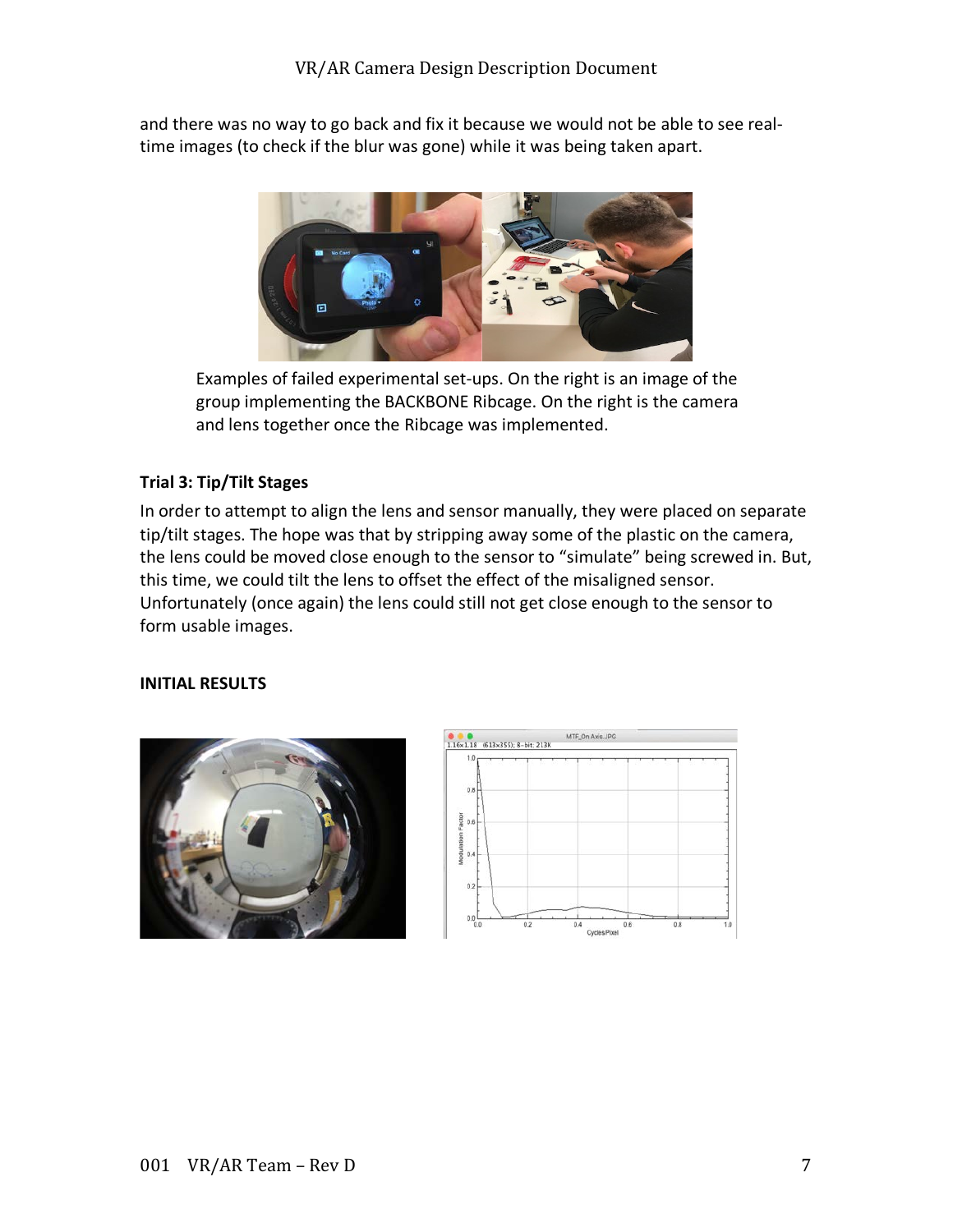and there was no way to go back and fix it because we would not be able to see real-time images (to check if the blur was gone) while it was being taken apart.

Examples of failed experimental set-ups. On the right is an image of the group implementing the BACKBONE Ribcage. On the right is the camera and lens together once the Ribcage was implemented.

**Trial 3: Tip/Tilt Stages**

In order to attempt to align the lens and sensor manually, they were placed on separate tip/tilt stages. The hope was that by stripping away some of the plastic on the camera, the lens could be moved close enough to the sensor to "simulate" being screwed in. But, this time, we could tilt the lens to offset the effect of the misaligned sensor. Unfortunately (once again) the lens could still not get close enough to the sensor to form usable images.

**INITIAL RESULTS**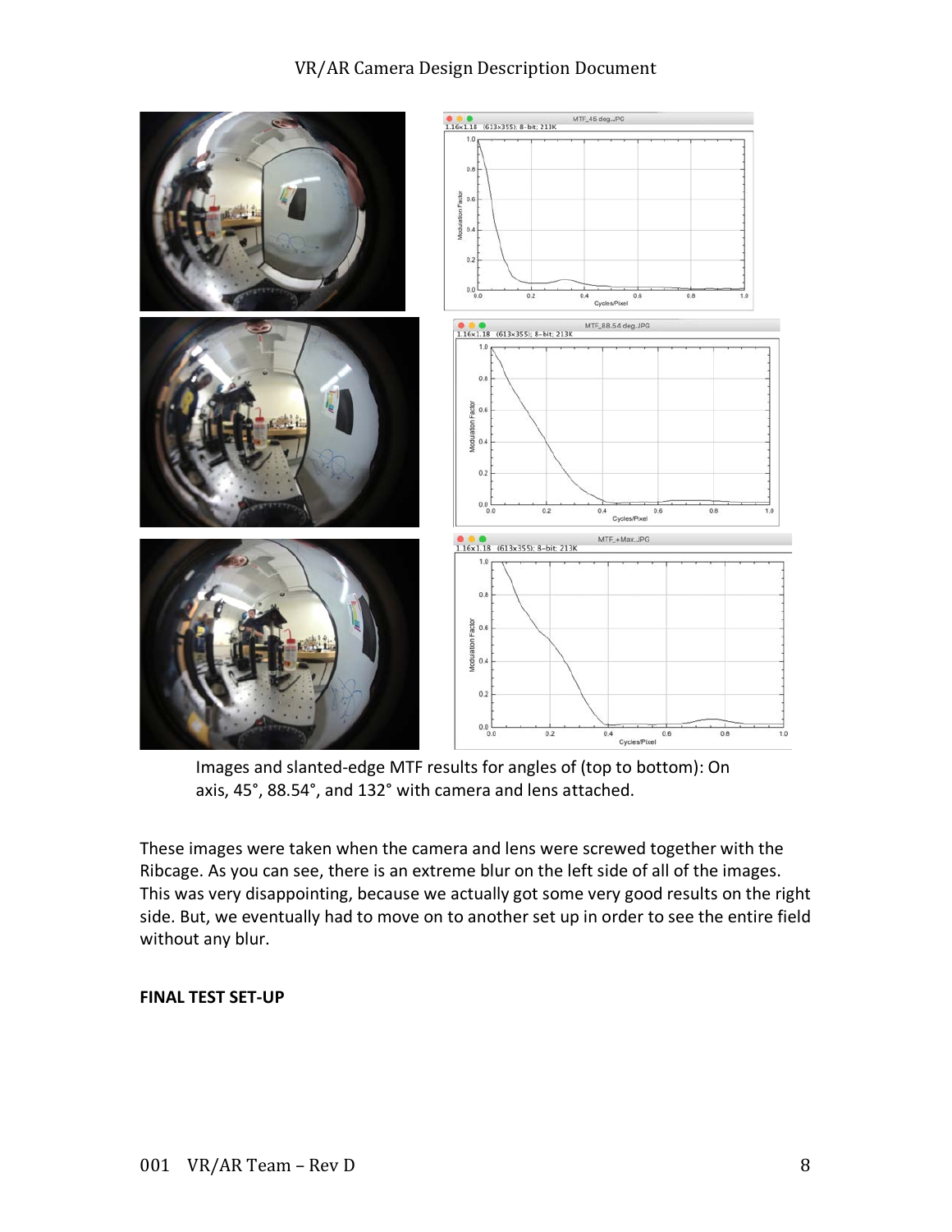Images and slanted-edge MTF results for angles of (top to bottom): On axis, 45°, 88.54°, and 132° with camera and lens attached.

These images were taken when the camera and lens were screwed together with the Ribcage. As you can see, there is an extreme blur on the left side of all of the images. This was very disappointing, because we actually got some very good results on the right side. But, we eventually had to move on to another set up in order to see the entire field without any blur.

**FINAL TEST SET-UP**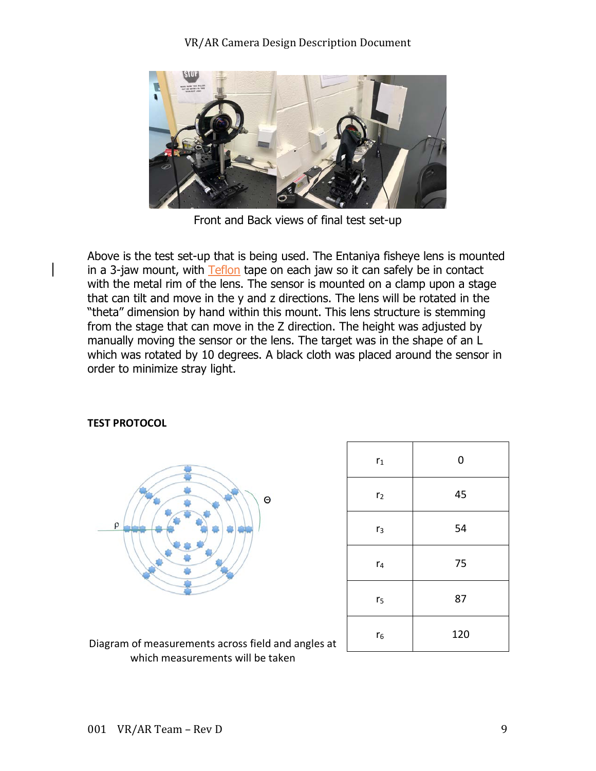Front and Back views of final test set-up

Above is the test set-up that is being used. The Entaniya fisheye lens is mounted in a 3-jaw mount, with Teflon tape on each jaw so it can safely be in contact with the metal rim of the lens. The sensor is mounted on a clamp upon a stage that can tilt and move in the y and z directions. The lens will be rotated in the "theta" dimension by hand within this mount. This lens structure is stemming from the stage that can move in the Z direction. The height was adjusted by manually moving the sensor or the lens. The target was in the shape of an L which was rotated by 10 degrees. A black cloth was placed around the sensor in order to minimize stray light.

**TEST PROTOCOL**

Diagram of measurements across field and angles at which measurements will be taken

| | |
|---|---|
| $r_1$ | 0 |
| $r_2$ | 45 |
| $r_3$ | 54 |
| $r_4$ | 75 |
| $r_5$ | 87 |
| $r_6$ | 120 |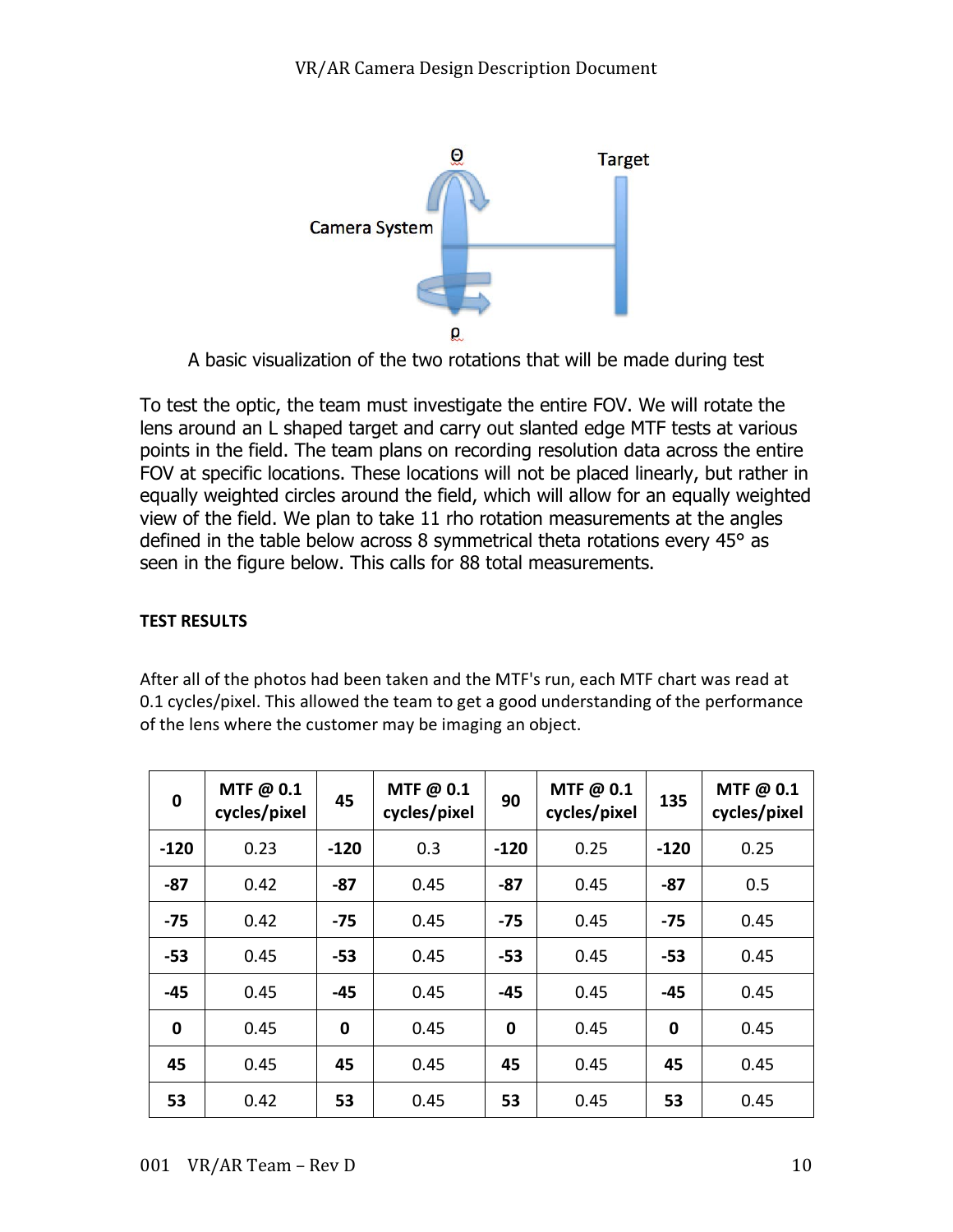A basic visualization of the two rotations that will be made during test

To test the optic, the team must investigate the entire FOV. We will rotate the lens around an L shaped target and carry out slanted edge MTF tests at various points in the field. The team plans on recording resolution data across the entire FOV at specific locations. These locations will not be placed linearly, but rather in equally weighted circles around the field, which will allow for an equally weighted view of the field. We plan to take 11 rho rotation measurements at the angles defined in the table below across 8 symmetrical theta rotations every 45° as seen in the figure below. This calls for 88 total measurements.

**TEST RESULTS**

After all of the photos had been taken and the MTF's run, each MTF chart was read at 0.1 cycles/pixel. This allowed the team to get a good understanding of the performance of the lens where the customer may be imaging an object.

| 0 | MTF @ 0.1 cycles/pixel | 45 | MTF @ 0.1 cycles/pixel | 90 | MTF @ 0.1 cycles/pixel | 135 | MTF @ 0.1 cycles/pixel |
|---|---|---|---|---|---|---|---|
| **-120** | 0.23 | **-120** | 0.3 | **-120** | 0.25 | **-120** | 0.25 |
| **-87** | 0.42 | **-87** | 0.45 | **-87** | 0.45 | **-87** | 0.5 |
| **-75** | 0.42 | **-75** | 0.45 | **-75** | 0.45 | **-75** | 0.45 |
| **-53** | 0.45 | **-53** | 0.45 | **-53** | 0.45 | **-53** | 0.45 |
| **-45** | 0.45 | **-45** | 0.45 | **-45** | 0.45 | **-45** | 0.45 |
| **0** | 0.45 | **0** | 0.45 | **0** | 0.45 | **0** | 0.45 |
| **45** | 0.45 | **45** | 0.45 | **45** | 0.45 | **45** | 0.45 |
| **53** | 0.42 | **53** | 0.45 | **53** | 0.45 | **53** | 0.45 |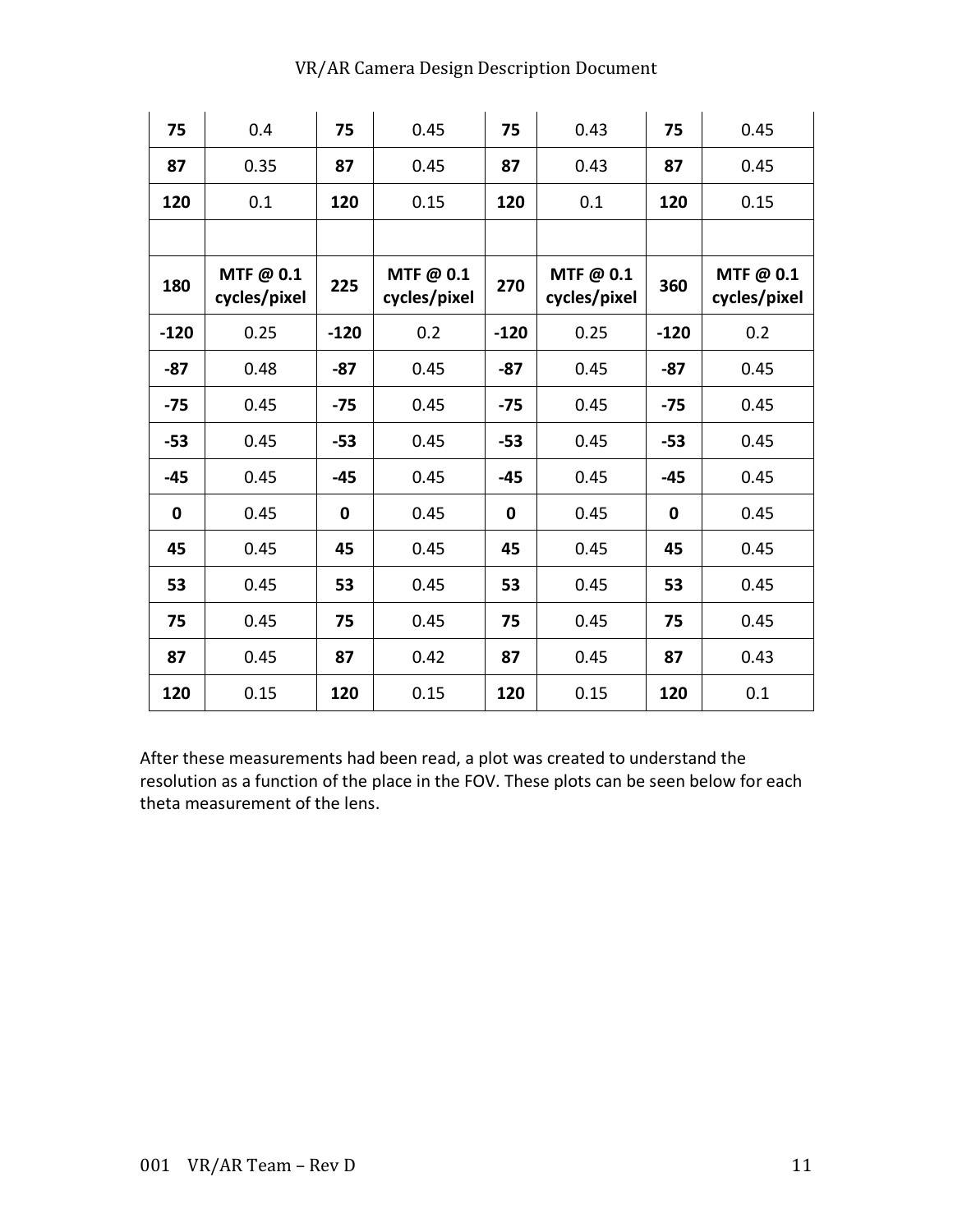| 75 | 0.4 | 75 | 0.45 | 75 | 0.43 | 75 | 0.45 |
|---|---|---|---|---|---|---|---|
| **87** | 0.35 | **87** | 0.45 | **87** | 0.43 | **87** | 0.45 |
| **120** | 0.1 | **120** | 0.15 | **120** | 0.1 | **120** | 0.15 |
| | | | | | | | |
| **180** | **MTF @ 0.1 cycles/pixel** | **225** | **MTF @ 0.1 cycles/pixel** | **270** | **MTF @ 0.1 cycles/pixel** | **360** | **MTF @ 0.1 cycles/pixel** |
| **-120** | 0.25 | **-120** | 0.2 | **-120** | 0.25 | **-120** | 0.2 |
| **-87** | 0.48 | **-87** | 0.45 | **-87** | 0.45 | **-87** | 0.45 |
| **-75** | 0.45 | **-75** | 0.45 | **-75** | 0.45 | **-75** | 0.45 |
| **-53** | 0.45 | **-53** | 0.45 | **-53** | 0.45 | **-53** | 0.45 |
| **-45** | 0.45 | **-45** | 0.45 | **-45** | 0.45 | **-45** | 0.45 |
| **0** | 0.45 | **0** | 0.45 | **0** | 0.45 | **0** | 0.45 |
| **45** | 0.45 | **45** | 0.45 | **45** | 0.45 | **45** | 0.45 |
| **53** | 0.45 | **53** | 0.45 | **53** | 0.45 | **53** | 0.45 |
| **75** | 0.45 | **75** | 0.45 | **75** | 0.45 | **75** | 0.45 |
| **87** | 0.45 | **87** | 0.42 | **87** | 0.45 | **87** | 0.43 |
| **120** | 0.15 | **120** | 0.15 | **120** | 0.15 | **120** | 0.1 |

After these measurements had been read, a plot was created to understand the resolution as a function of the place in the FOV. These plots can be seen below for each theta measurement of the lens.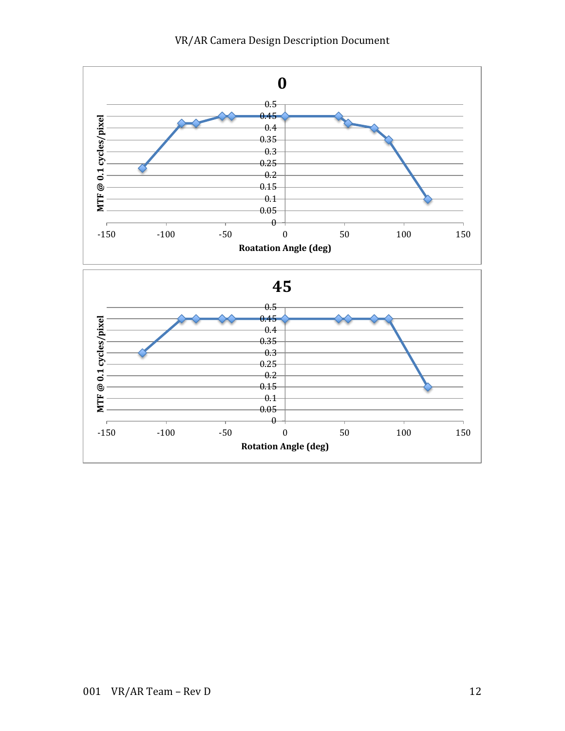**0**

MTF @ 0.1 cycles/pixel

Roatation Angle (deg)

**45**

MTF @ 0.1 cycles/pixel

Rotation Angle (deg)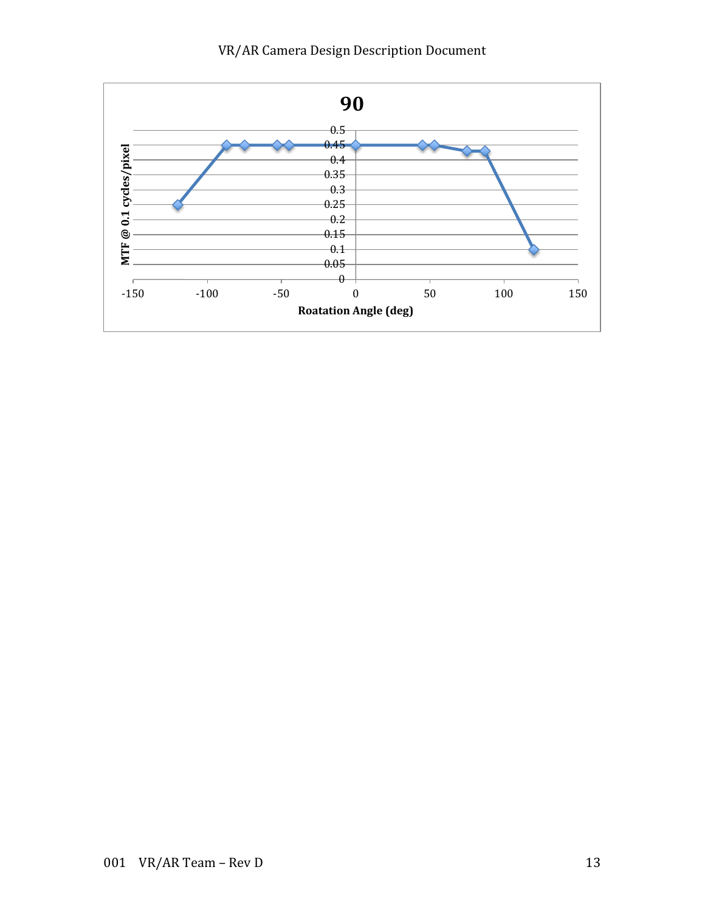**90**

MTF @ 0.1 cycles/pixel

Roatation Angle (deg)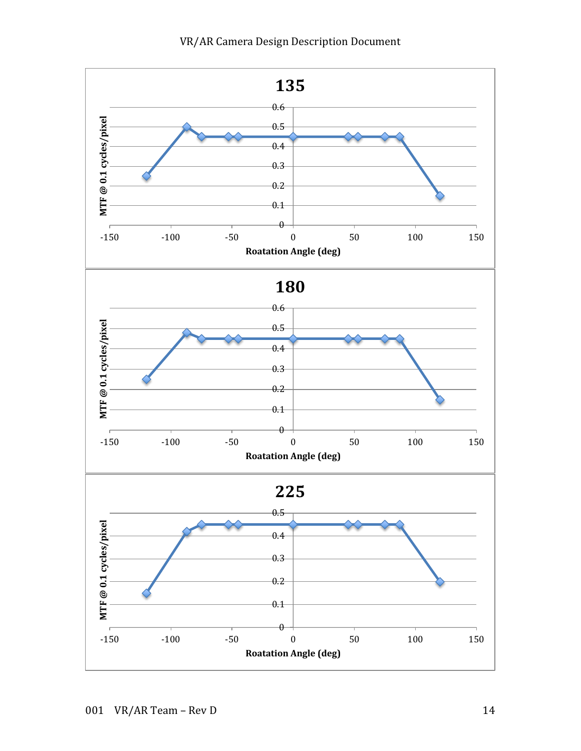**135**

MTF @ 0.1 cycles/pixel

Roatation Angle (deg)

**180**

MTF @ 0.1 cycles/pixel

Roatation Angle (deg)

**225**

MTF @ 0.1 cycles/pixel

Roatation Angle (deg)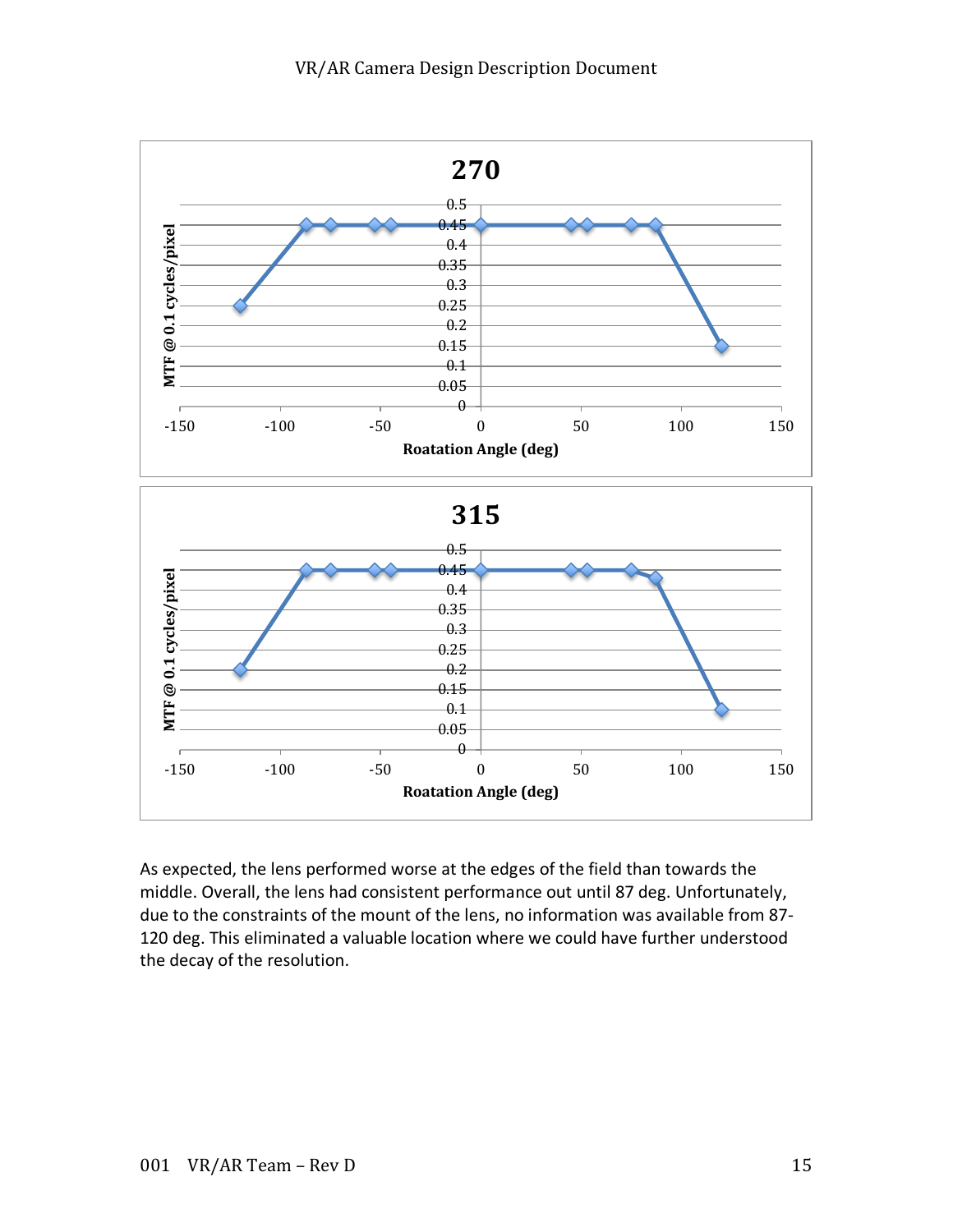**270**

| Rotation Angle (deg) | MTF @ 0.1 cycles/pixel |
|---|---|
| -120 | 0.25 |
| -87 | 0.45 |
| -75 | 0.45 |
| -53 | 0.45 |
| -45 | 0.45 |
| 0 | 0.45 |
| 45 | 0.45 |
| 53 | 0.45 |
| 75 | 0.45 |
| 87 | 0.45 |
| 120 | 0.15 |

**315**

| Rotation Angle (deg) | MTF @ 0.1 cycles/pixel |
|---|---|
| -120 | 0.2 |
| -87 | 0.45 |
| -75 | 0.45 |
| -53 | 0.45 |
| -45 | 0.45 |
| 0 | 0.45 |
| 45 | 0.45 |
| 53 | 0.45 |
| 75 | 0.45 |
| 87 | 0.43 |
| 120 | 0.1 |

As expected, the lens performed worse at the edges of the field than towards the middle. Overall, the lens had consistent performance out until 87 deg. Unfortunately, due to the constraints of the mount of the lens, no information was available from 87-120 deg. This eliminated a valuable location where we could have further understood the decay of the resolution.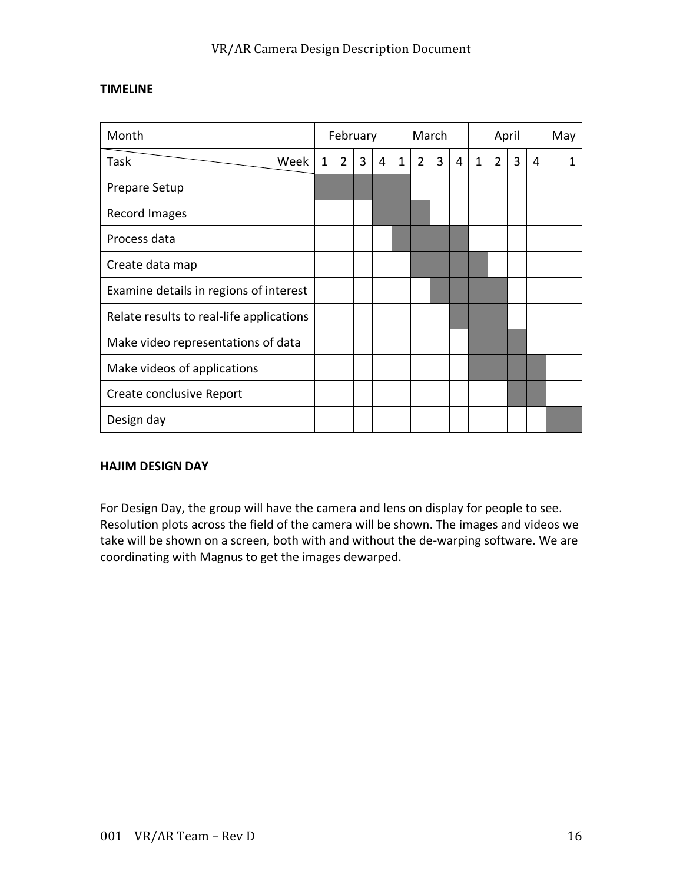**TIMELINE**

| Month | February | | | | March | | | | April | | | | May |
|---|---|---|---|---|---|---|---|---|---|---|---|---|---|
| Task / Week | 1 | 2 | 3 | 4 | 1 | 2 | 3 | 4 | 1 | 2 | 3 | 4 | 1 |
| Prepare Setup | ■ | ■ | ■ | ■ | ■ | | | | | | | | |
| Record Images | | | | ■ | ■ | ■ | | | | | | | |
| Process data | | | | | ■ | ■ | ■ | ■ | | | | | |
| Create data map | | | | | | ■ | ■ | ■ | ■ | | | | |
| Examine details in regions of interest | | | | | | | ■ | ■ | ■ | ■ | | | |
| Relate results to real-life applications | | | | | | | | ■ | ■ | ■ | | | |
| Make video representations of data | | | | | | | | | ■ | ■ | ■ | | |
| Make videos of applications | | | | | | | | | ■ | ■ | ■ | ■ | |
| Create conclusive Report | | | | | | | | | | | ■ | ■ | |
| Design day | | | | | | | | | | | | | ■ |

**HAJIM DESIGN DAY**

For Design Day, the group will have the camera and lens on display for people to see. Resolution plots across the field of the camera will be shown. The images and videos we take will be shown on a screen, both with and without the de-warping software. We are coordinating with Magnus to get the images dewarped.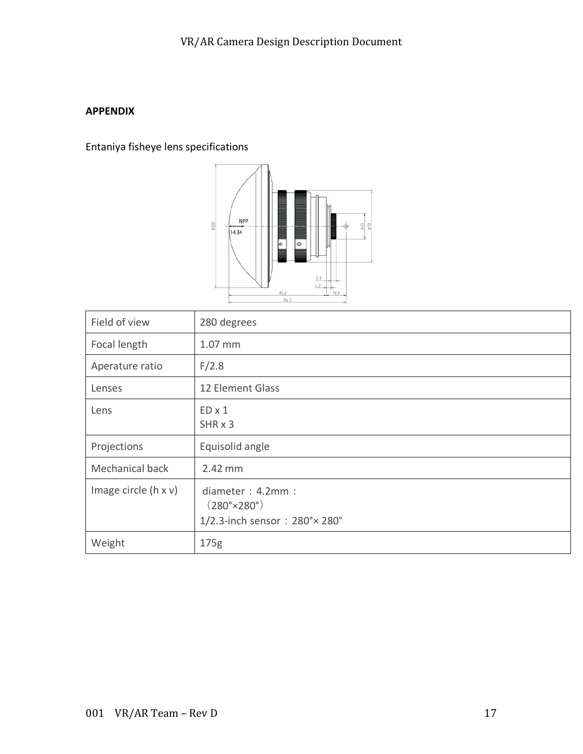**APPENDIX**

Entaniya fisheye lens specifications

| Field of view | 280 degrees |
|---|---|
| Focal length | 1.07 mm |
| Aperature ratio | F/2.8 |
| Lenses | 12 Element Glass |
| Lens | ED x 1<br>SHR x 3 |
| Projections | Equisolid angle |
| Mechanical back | 2.42 mm |
| Image circle (h x v) | diameter：4.2mm：（280°×280°）<br>1/2.3-inch sensor：280°× 280° |
| Weight | 175g |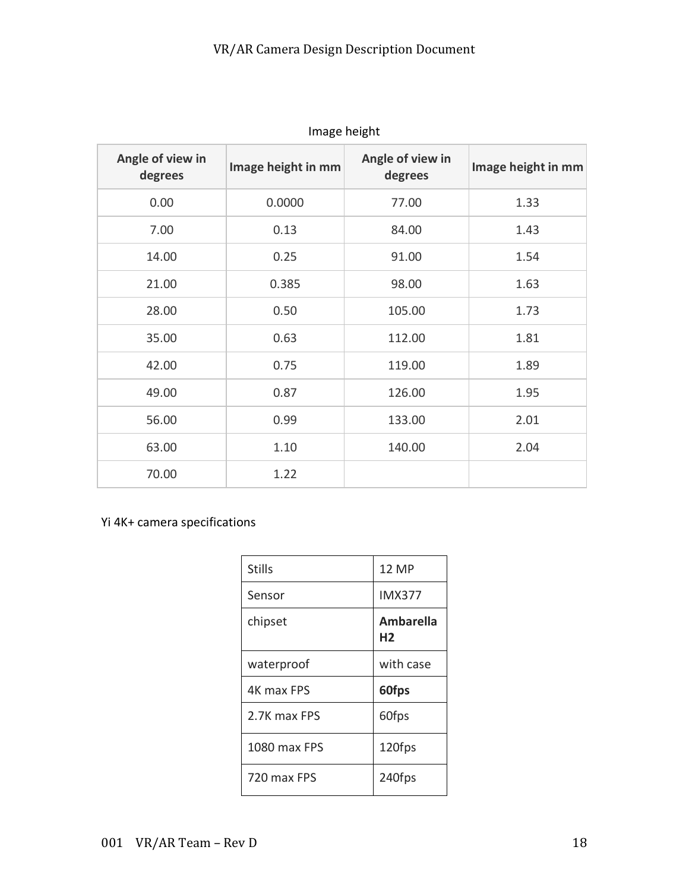Image height

| Angle of view in degrees | Image height in mm | Angle of view in degrees | Image height in mm |
|---|---|---|---|
| 0.00 | 0.0000 | 77.00 | 1.33 |
| 7.00 | 0.13 | 84.00 | 1.43 |
| 14.00 | 0.25 | 91.00 | 1.54 |
| 21.00 | 0.385 | 98.00 | 1.63 |
| 28.00 | 0.50 | 105.00 | 1.73 |
| 35.00 | 0.63 | 112.00 | 1.81 |
| 42.00 | 0.75 | 119.00 | 1.89 |
| 49.00 | 0.87 | 126.00 | 1.95 |
| 56.00 | 0.99 | 133.00 | 2.01 |
| 63.00 | 1.10 | 140.00 | 2.04 |
| 70.00 | 1.22 | | |

Yi 4K+ camera specifications

| Stills | 12 MP |
|---|---|
| Sensor | IMX377 |
| chipset | **Ambarella H2** |
| waterproof | with case |
| 4K max FPS | **60fps** |
| 2.7K max FPS | 60fps |
| 1080 max FPS | 120fps |
| 720 max FPS | 240fps |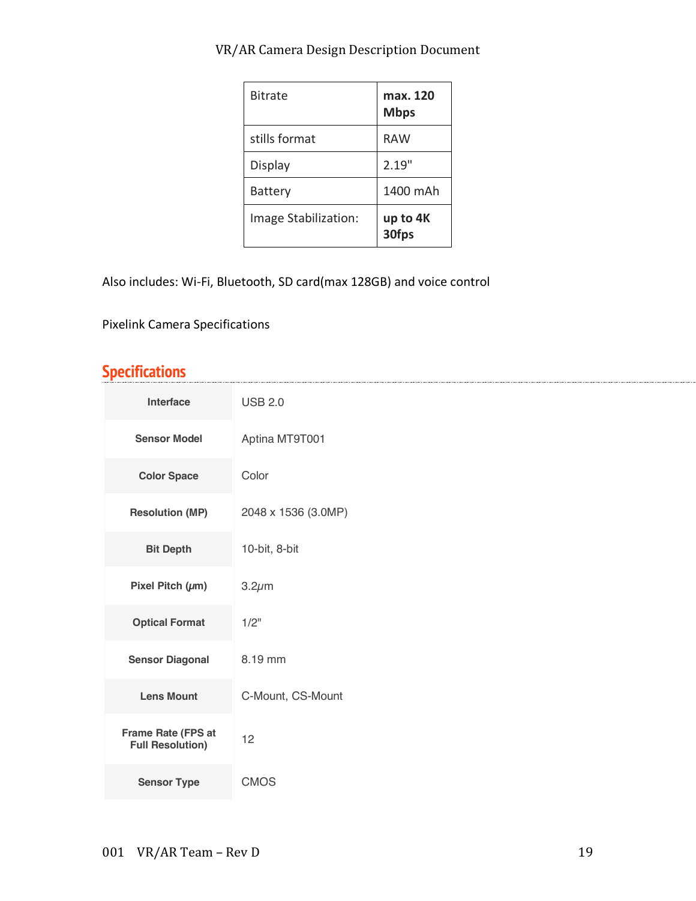| Bitrate | **max. 120 Mbps** |
|---|---|
| stills format | RAW |
| Display | 2.19" |
| Battery | 1400 mAh |
| Image Stabilization: | **up to 4K 30fps** |

Also includes: Wi-Fi, Bluetooth, SD card(max 128GB) and voice control

Pixelink Camera Specifications

## Specifications

| | |
|---|---|
| **Interface** | USB 2.0 |
| **Sensor Model** | Aptina MT9T001 |
| **Color Space** | Color |
| **Resolution (MP)** | 2048 x 1536 (3.0MP) |
| **Bit Depth** | 10-bit, 8-bit |
| **Pixel Pitch (μm)** | 3.2μm |
| **Optical Format** | 1/2" |
| **Sensor Diagonal** | 8.19 mm |
| **Lens Mount** | C-Mount, CS-Mount |
| **Frame Rate (FPS at Full Resolution)** | 12 |
| **Sensor Type** | CMOS |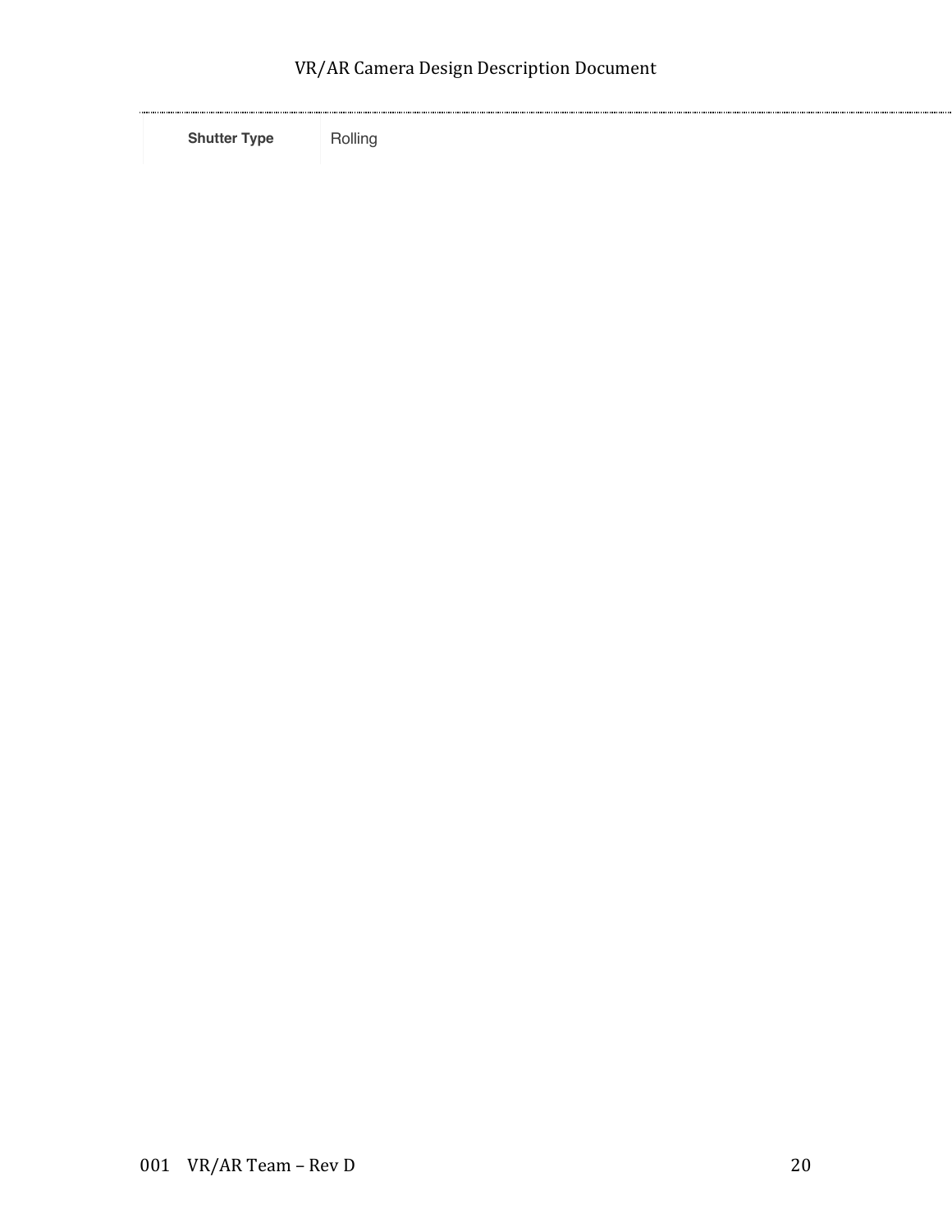| | |
|---|---|
| **Shutter Type** | Rolling |